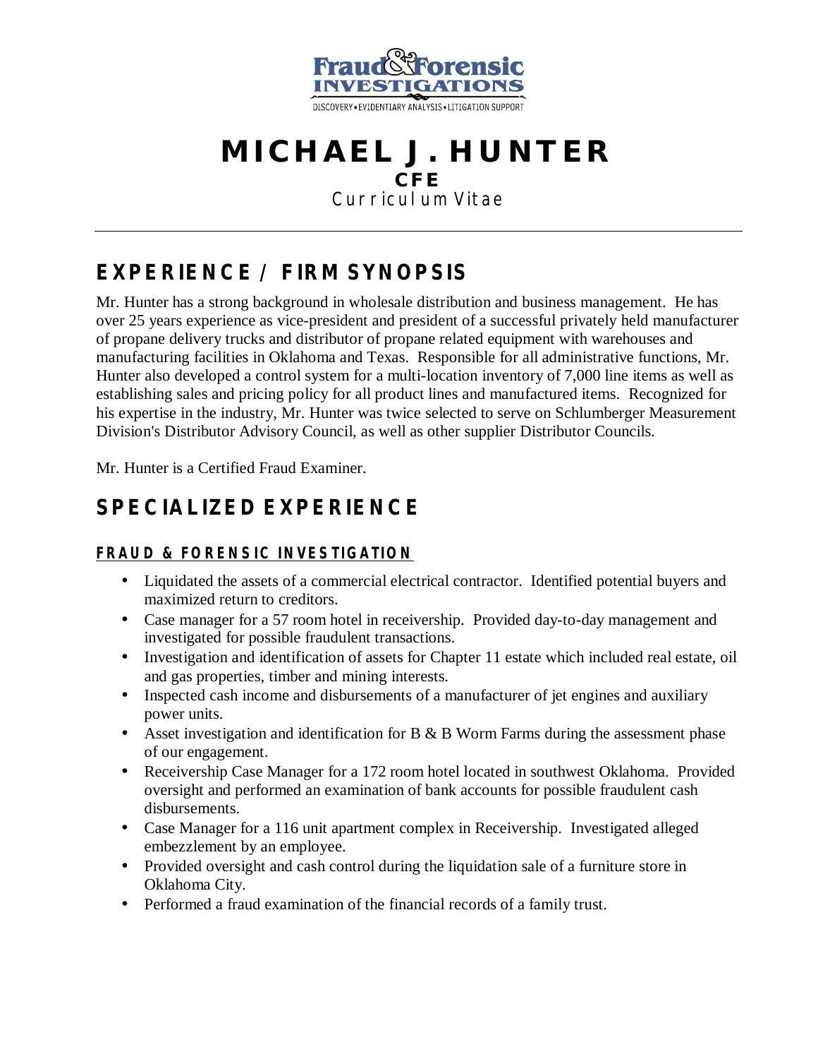Fraud&Forensic INVESTIGATIONS

DISCOVERY • EVIDENTIARY ANALYSIS • LITIGATION SUPPORT

# MICHAEL J. HUNTER

**CFE**

Curriculum Vitae

---

## EXPERIENCE / FIRM SYNOPSIS

Mr. Hunter has a strong background in wholesale distribution and business management. He has over 25 years experience as vice-president and president of a successful privately held manufacturer of propane delivery trucks and distributor of propane related equipment with warehouses and manufacturing facilities in Oklahoma and Texas. Responsible for all administrative functions, Mr. Hunter also developed a control system for a multi-location inventory of 7,000 line items as well as establishing sales and pricing policy for all product lines and manufactured items. Recognized for his expertise in the industry, Mr. Hunter was twice selected to serve on Schlumberger Measurement Division's Distributor Advisory Council, as well as other supplier Distributor Councils.

Mr. Hunter is a Certified Fraud Examiner.

## SPECIALIZED EXPERIENCE

### FRAUD & FORENSIC INVESTIGATION

- Liquidated the assets of a commercial electrical contractor. Identified potential buyers and maximized return to creditors.
- Case manager for a 57 room hotel in receivership. Provided day-to-day management and investigated for possible fraudulent transactions.
- Investigation and identification of assets for Chapter 11 estate which included real estate, oil and gas properties, timber and mining interests.
- Inspected cash income and disbursements of a manufacturer of jet engines and auxiliary power units.
- Asset investigation and identification for B & B Worm Farms during the assessment phase of our engagement.
- Receivership Case Manager for a 172 room hotel located in southwest Oklahoma. Provided oversight and performed an examination of bank accounts for possible fraudulent cash disbursements.
- Case Manager for a 116 unit apartment complex in Receivership. Investigated alleged embezzlement by an employee.
- Provided oversight and cash control during the liquidation sale of a furniture store in Oklahoma City.
- Performed a fraud examination of the financial records of a family trust.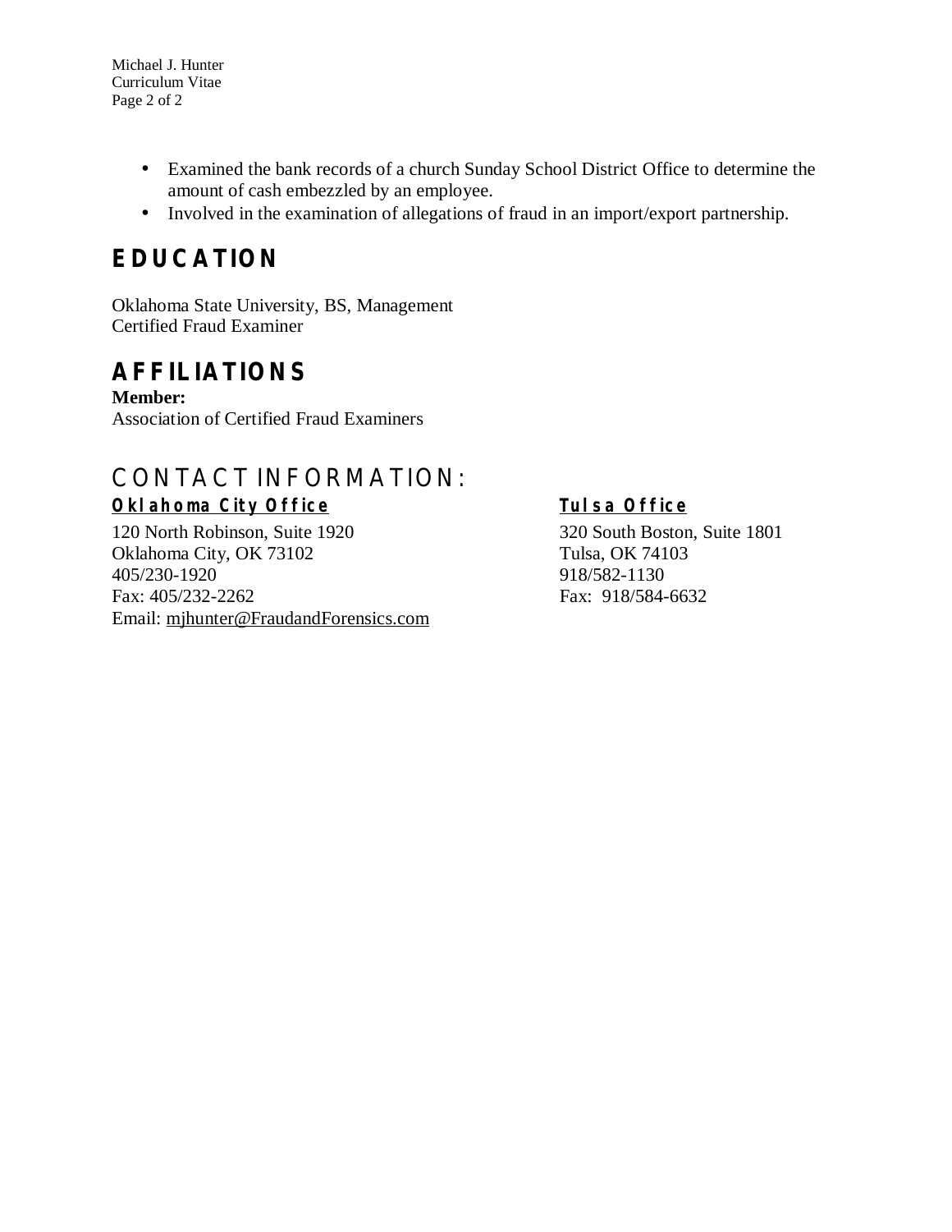- Examined the bank records of a church Sunday School District Office to determine the amount of cash embezzled by an employee.
- Involved in the examination of allegations of fraud in an import/export partnership.

## EDUCATION

Oklahoma State University, BS, Management
Certified Fraud Examiner

## AFFILIATIONS

**Member:**
Association of Certified Fraud Examiners

## CONTACT INFORMATION:

**Oklahoma City Office**

120 North Robinson, Suite 1920
Oklahoma City, OK 73102
405/230-1920
Fax: 405/232-2262
Email: mjhunter@FraudandForensics.com

**Tulsa Office**

320 South Boston, Suite 1801
Tulsa, OK 74103
918/582-1130
Fax: 918/584-6632